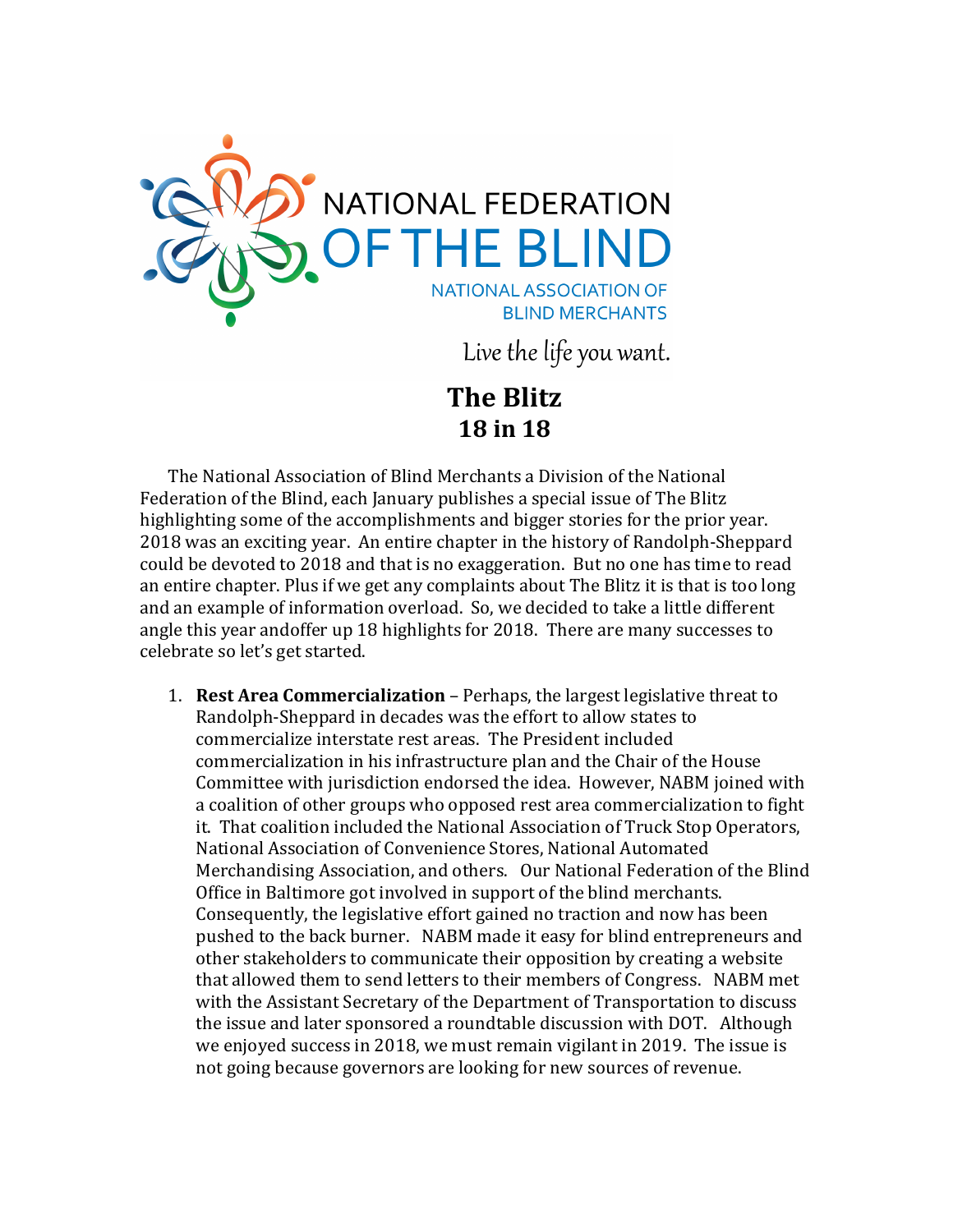NATIONAL FEDERATION OF THE BLIND

NATIONAL ASSOCIATION OF BLIND MERCHANTS

*Live the life you want.*

# The Blitz
## 18 in 18

The National Association of Blind Merchants a Division of the National Federation of the Blind, each January publishes a special issue of The Blitz highlighting some of the accomplishments and bigger stories for the prior year. 2018 was an exciting year. An entire chapter in the history of Randolph-Sheppard could be devoted to 2018 and that is no exaggeration. But no one has time to read an entire chapter. Plus if we get any complaints about The Blitz it is that is too long and an example of information overload. So, we decided to take a little different angle this year andoffer up 18 highlights for 2018. There are many successes to celebrate so let's get started.

1. **Rest Area Commercialization** – Perhaps, the largest legislative threat to Randolph-Sheppard in decades was the effort to allow states to commercialize interstate rest areas. The President included commercialization in his infrastructure plan and the Chair of the House Committee with jurisdiction endorsed the idea. However, NABM joined with a coalition of other groups who opposed rest area commercialization to fight it. That coalition included the National Association of Truck Stop Operators, National Association of Convenience Stores, National Automated Merchandising Association, and others. Our National Federation of the Blind Office in Baltimore got involved in support of the blind merchants. Consequently, the legislative effort gained no traction and now has been pushed to the back burner. NABM made it easy for blind entrepreneurs and other stakeholders to communicate their opposition by creating a website that allowed them to send letters to their members of Congress. NABM met with the Assistant Secretary of the Department of Transportation to discuss the issue and later sponsored a roundtable discussion with DOT. Although we enjoyed success in 2018, we must remain vigilant in 2019. The issue is not going because governors are looking for new sources of revenue.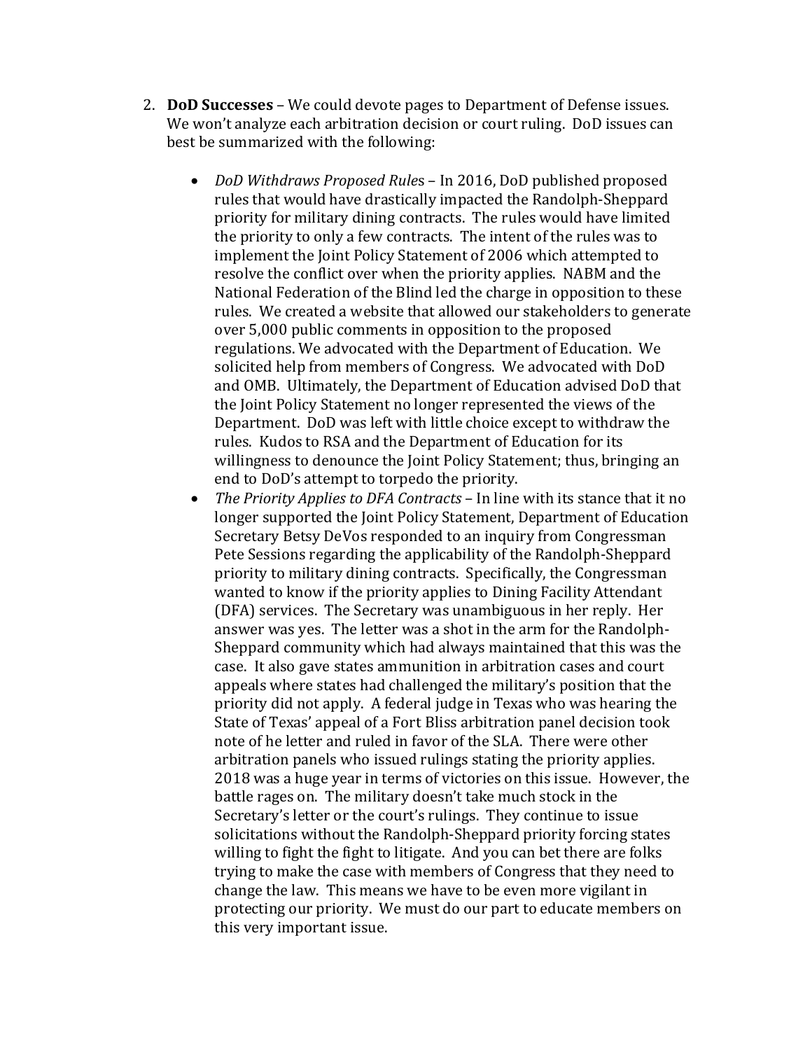2. **DoD Successes** – We could devote pages to Department of Defense issues. We won't analyze each arbitration decision or court ruling. DoD issues can best be summarized with the following:

   - *DoD Withdraws Proposed Rules* – In 2016, DoD published proposed rules that would have drastically impacted the Randolph-Sheppard priority for military dining contracts. The rules would have limited the priority to only a few contracts. The intent of the rules was to implement the Joint Policy Statement of 2006 which attempted to resolve the conflict over when the priority applies. NABM and the National Federation of the Blind led the charge in opposition to these rules. We created a website that allowed our stakeholders to generate over 5,000 public comments in opposition to the proposed regulations. We advocated with the Department of Education. We solicited help from members of Congress. We advocated with DoD and OMB. Ultimately, the Department of Education advised DoD that the Joint Policy Statement no longer represented the views of the Department. DoD was left with little choice except to withdraw the rules. Kudos to RSA and the Department of Education for its willingness to denounce the Joint Policy Statement; thus, bringing an end to DoD's attempt to torpedo the priority.
   - *The Priority Applies to DFA Contracts* – In line with its stance that it no longer supported the Joint Policy Statement, Department of Education Secretary Betsy DeVos responded to an inquiry from Congressman Pete Sessions regarding the applicability of the Randolph-Sheppard priority to military dining contracts. Specifically, the Congressman wanted to know if the priority applies to Dining Facility Attendant (DFA) services. The Secretary was unambiguous in her reply. Her answer was yes. The letter was a shot in the arm for the Randolph-Sheppard community which had always maintained that this was the case. It also gave states ammunition in arbitration cases and court appeals where states had challenged the military's position that the priority did not apply. A federal judge in Texas who was hearing the State of Texas' appeal of a Fort Bliss arbitration panel decision took note of he letter and ruled in favor of the SLA. There were other arbitration panels who issued rulings stating the priority applies. 2018 was a huge year in terms of victories on this issue. However, the battle rages on. The military doesn't take much stock in the Secretary's letter or the court's rulings. They continue to issue solicitations without the Randolph-Sheppard priority forcing states willing to fight the fight to litigate. And you can bet there are folks trying to make the case with members of Congress that they need to change the law. This means we have to be even more vigilant in protecting our priority. We must do our part to educate members on this very important issue.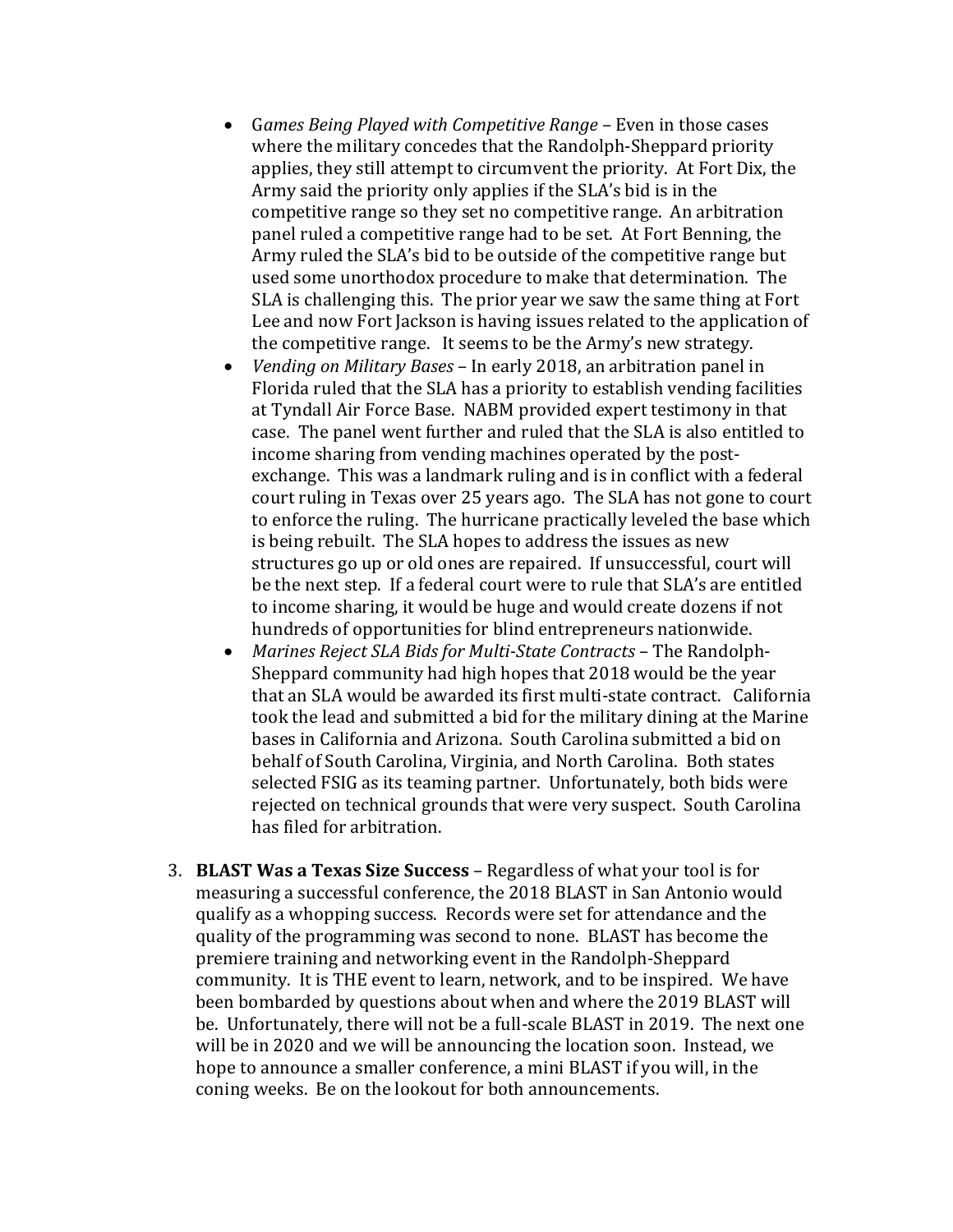- *Games Being Played with Competitive Range* – Even in those cases where the military concedes that the Randolph-Sheppard priority applies, they still attempt to circumvent the priority. At Fort Dix, the Army said the priority only applies if the SLA's bid is in the competitive range so they set no competitive range. An arbitration panel ruled a competitive range had to be set. At Fort Benning, the Army ruled the SLA's bid to be outside of the competitive range but used some unorthodox procedure to make that determination. The SLA is challenging this. The prior year we saw the same thing at Fort Lee and now Fort Jackson is having issues related to the application of the competitive range. It seems to be the Army's new strategy.
- *Vending on Military Bases* – In early 2018, an arbitration panel in Florida ruled that the SLA has a priority to establish vending facilities at Tyndall Air Force Base. NABM provided expert testimony in that case. The panel went further and ruled that the SLA is also entitled to income sharing from vending machines operated by the post-exchange. This was a landmark ruling and is in conflict with a federal court ruling in Texas over 25 years ago. The SLA has not gone to court to enforce the ruling. The hurricane practically leveled the base which is being rebuilt. The SLA hopes to address the issues as new structures go up or old ones are repaired. If unsuccessful, court will be the next step. If a federal court were to rule that SLA's are entitled to income sharing, it would be huge and would create dozens if not hundreds of opportunities for blind entrepreneurs nationwide.
- *Marines Reject SLA Bids for Multi-State Contracts* – The Randolph-Sheppard community had high hopes that 2018 would be the year that an SLA would be awarded its first multi-state contract. California took the lead and submitted a bid for the military dining at the Marine bases in California and Arizona. South Carolina submitted a bid on behalf of South Carolina, Virginia, and North Carolina. Both states selected FSIG as its teaming partner. Unfortunately, both bids were rejected on technical grounds that were very suspect. South Carolina has filed for arbitration.

3. **BLAST Was a Texas Size Success** – Regardless of what your tool is for measuring a successful conference, the 2018 BLAST in San Antonio would qualify as a whopping success. Records were set for attendance and the quality of the programming was second to none. BLAST has become the premiere training and networking event in the Randolph-Sheppard community. It is THE event to learn, network, and to be inspired. We have been bombarded by questions about when and where the 2019 BLAST will be. Unfortunately, there will not be a full-scale BLAST in 2019. The next one will be in 2020 and we will be announcing the location soon. Instead, we hope to announce a smaller conference, a mini BLAST if you will, in the coning weeks. Be on the lookout for both announcements.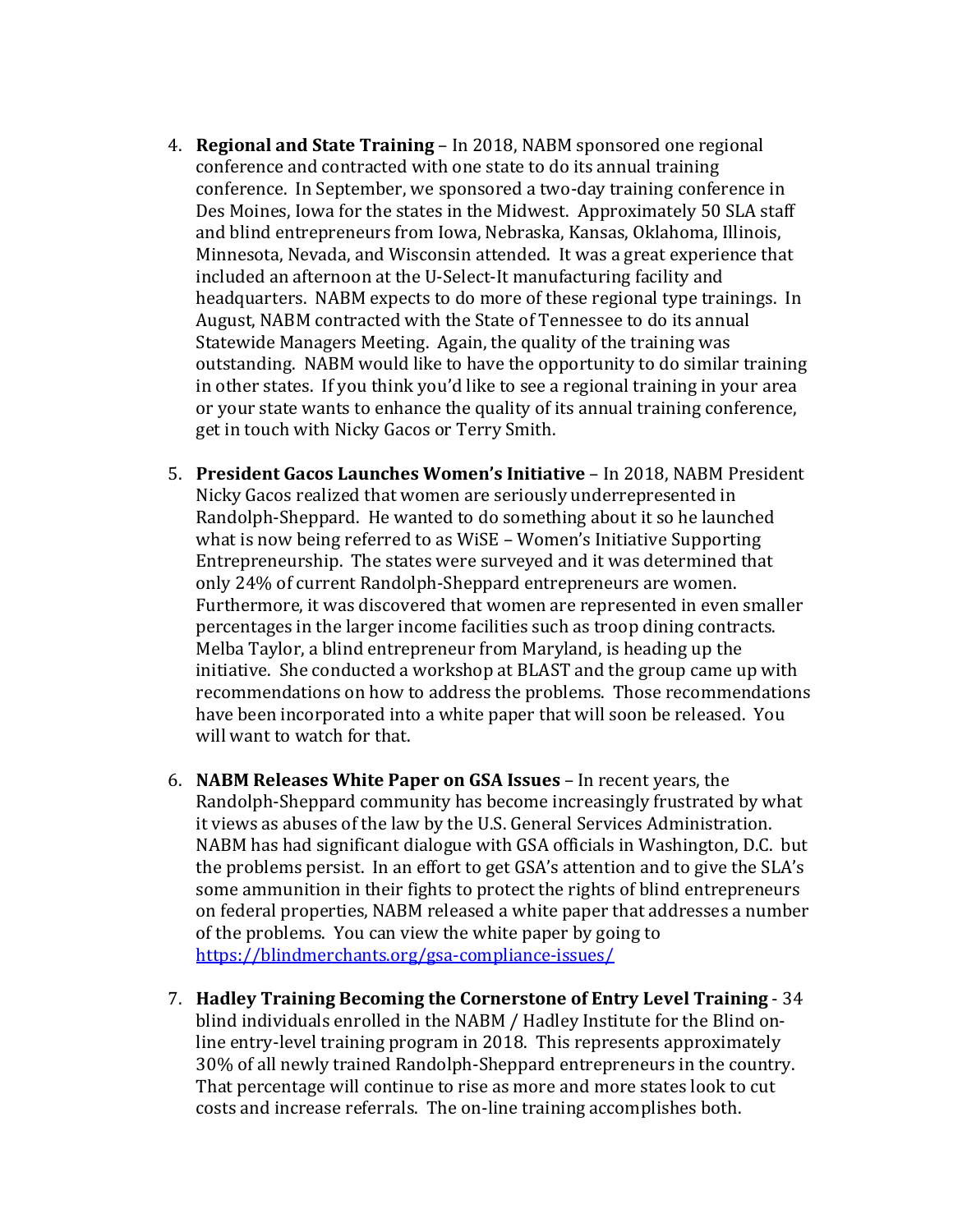4. **Regional and State Training** – In 2018, NABM sponsored one regional conference and contracted with one state to do its annual training conference. In September, we sponsored a two-day training conference in Des Moines, Iowa for the states in the Midwest. Approximately 50 SLA staff and blind entrepreneurs from Iowa, Nebraska, Kansas, Oklahoma, Illinois, Minnesota, Nevada, and Wisconsin attended. It was a great experience that included an afternoon at the U-Select-It manufacturing facility and headquarters. NABM expects to do more of these regional type trainings. In August, NABM contracted with the State of Tennessee to do its annual Statewide Managers Meeting. Again, the quality of the training was outstanding. NABM would like to have the opportunity to do similar training in other states. If you think you'd like to see a regional training in your area or your state wants to enhance the quality of its annual training conference, get in touch with Nicky Gacos or Terry Smith.

5. **President Gacos Launches Women's Initiative** – In 2018, NABM President Nicky Gacos realized that women are seriously underrepresented in Randolph-Sheppard. He wanted to do something about it so he launched what is now being referred to as WiSE – Women's Initiative Supporting Entrepreneurship. The states were surveyed and it was determined that only 24% of current Randolph-Sheppard entrepreneurs are women. Furthermore, it was discovered that women are represented in even smaller percentages in the larger income facilities such as troop dining contracts. Melba Taylor, a blind entrepreneur from Maryland, is heading up the initiative. She conducted a workshop at BLAST and the group came up with recommendations on how to address the problems. Those recommendations have been incorporated into a white paper that will soon be released. You will want to watch for that.

6. **NABM Releases White Paper on GSA Issues** – In recent years, the Randolph-Sheppard community has become increasingly frustrated by what it views as abuses of the law by the U.S. General Services Administration. NABM has had significant dialogue with GSA officials in Washington, D.C. but the problems persist. In an effort to get GSA's attention and to give the SLA's some ammunition in their fights to protect the rights of blind entrepreneurs on federal properties, NABM released a white paper that addresses a number of the problems. You can view the white paper by going to https://blindmerchants.org/gsa-compliance-issues/

7. **Hadley Training Becoming the Cornerstone of Entry Level Training** - 34 blind individuals enrolled in the NABM / Hadley Institute for the Blind on-line entry-level training program in 2018. This represents approximately 30% of all newly trained Randolph-Sheppard entrepreneurs in the country. That percentage will continue to rise as more and more states look to cut costs and increase referrals. The on-line training accomplishes both.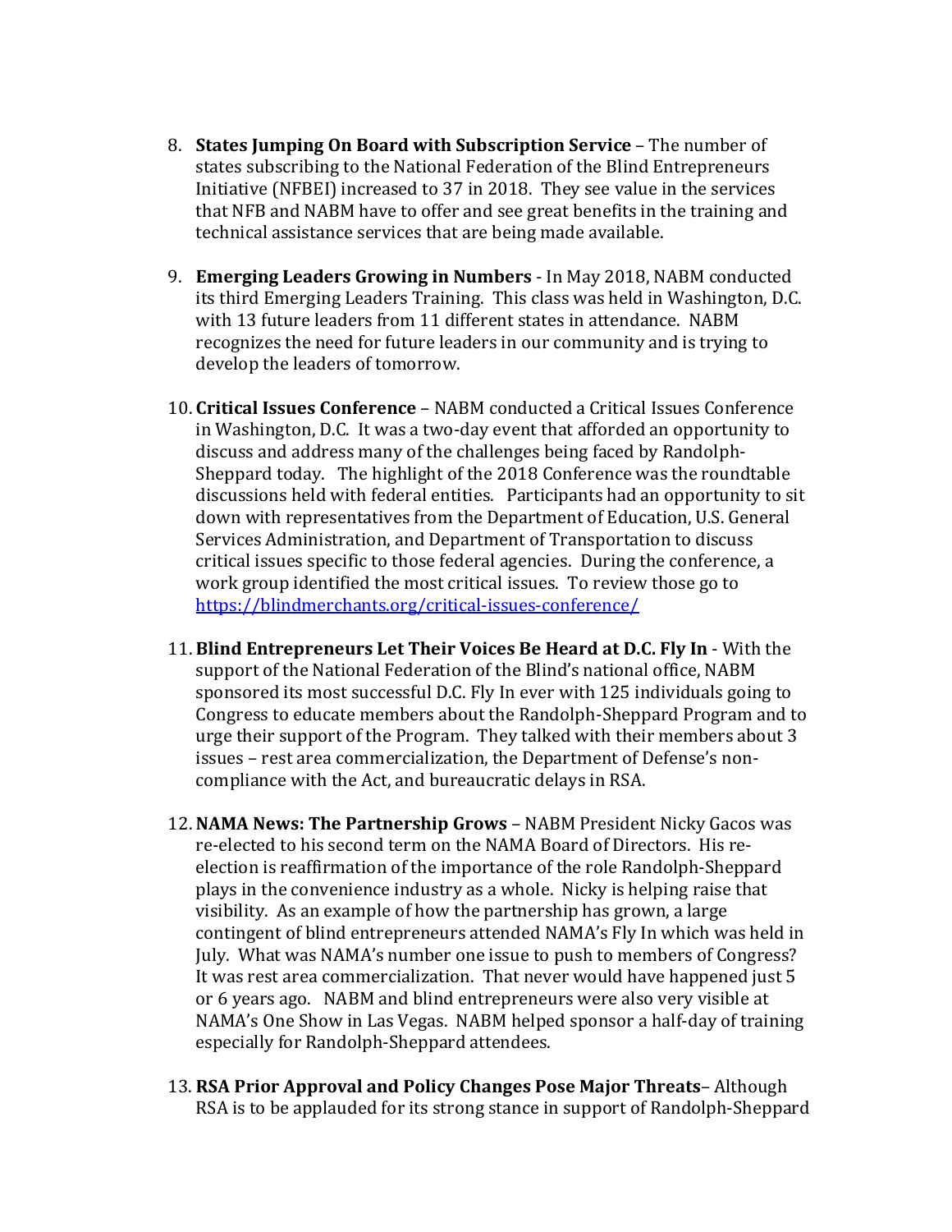8. **States Jumping On Board with Subscription Service** – The number of states subscribing to the National Federation of the Blind Entrepreneurs Initiative (NFBEI) increased to 37 in 2018. They see value in the services that NFB and NABM have to offer and see great benefits in the training and technical assistance services that are being made available.

9. **Emerging Leaders Growing in Numbers** - In May 2018, NABM conducted its third Emerging Leaders Training. This class was held in Washington, D.C. with 13 future leaders from 11 different states in attendance. NABM recognizes the need for future leaders in our community and is trying to develop the leaders of tomorrow.

10. **Critical Issues Conference** – NABM conducted a Critical Issues Conference in Washington, D.C. It was a two-day event that afforded an opportunity to discuss and address many of the challenges being faced by Randolph-Sheppard today. The highlight of the 2018 Conference was the roundtable discussions held with federal entities. Participants had an opportunity to sit down with representatives from the Department of Education, U.S. General Services Administration, and Department of Transportation to discuss critical issues specific to those federal agencies. During the conference, a work group identified the most critical issues. To review those go to [https://blindmerchants.org/critical-issues-conference/](https://blindmerchants.org/critical-issues-conference/)

11. **Blind Entrepreneurs Let Their Voices Be Heard at D.C. Fly In** - With the support of the National Federation of the Blind's national office, NABM sponsored its most successful D.C. Fly In ever with 125 individuals going to Congress to educate members about the Randolph-Sheppard Program and to urge their support of the Program. They talked with their members about 3 issues – rest area commercialization, the Department of Defense's non-compliance with the Act, and bureaucratic delays in RSA.

12. **NAMA News: The Partnership Grows** – NABM President Nicky Gacos was re-elected to his second term on the NAMA Board of Directors. His re-election is reaffirmation of the importance of the role Randolph-Sheppard plays in the convenience industry as a whole. Nicky is helping raise that visibility. As an example of how the partnership has grown, a large contingent of blind entrepreneurs attended NAMA's Fly In which was held in July. What was NAMA's number one issue to push to members of Congress? It was rest area commercialization. That never would have happened just 5 or 6 years ago. NABM and blind entrepreneurs were also very visible at NAMA's One Show in Las Vegas. NABM helped sponsor a half-day of training especially for Randolph-Sheppard attendees.

13. **RSA Prior Approval and Policy Changes Pose Major Threats**– Although RSA is to be applauded for its strong stance in support of Randolph-Sheppard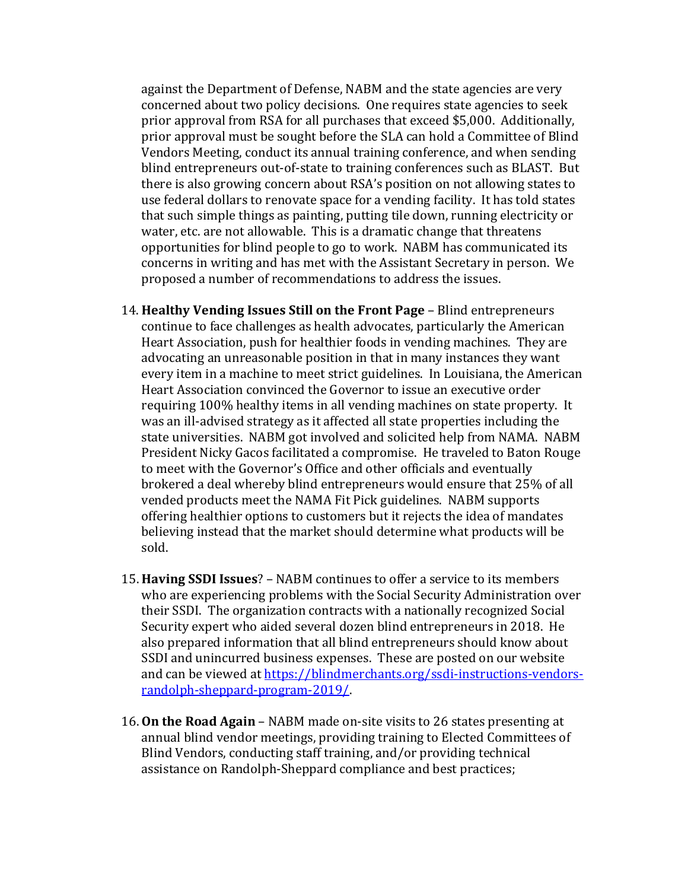against the Department of Defense, NABM and the state agencies are very concerned about two policy decisions. One requires state agencies to seek prior approval from RSA for all purchases that exceed $5,000. Additionally, prior approval must be sought before the SLA can hold a Committee of Blind Vendors Meeting, conduct its annual training conference, and when sending blind entrepreneurs out-of-state to training conferences such as BLAST. But there is also growing concern about RSA's position on not allowing states to use federal dollars to renovate space for a vending facility. It has told states that such simple things as painting, putting tile down, running electricity or water, etc. are not allowable. This is a dramatic change that threatens opportunities for blind people to go to work. NABM has communicated its concerns in writing and has met with the Assistant Secretary in person. We proposed a number of recommendations to address the issues.

14. **Healthy Vending Issues Still on the Front Page** – Blind entrepreneurs continue to face challenges as health advocates, particularly the American Heart Association, push for healthier foods in vending machines. They are advocating an unreasonable position in that in many instances they want every item in a machine to meet strict guidelines. In Louisiana, the American Heart Association convinced the Governor to issue an executive order requiring 100% healthy items in all vending machines on state property. It was an ill-advised strategy as it affected all state properties including the state universities. NABM got involved and solicited help from NAMA. NABM President Nicky Gacos facilitated a compromise. He traveled to Baton Rouge to meet with the Governor's Office and other officials and eventually brokered a deal whereby blind entrepreneurs would ensure that 25% of all vended products meet the NAMA Fit Pick guidelines. NABM supports offering healthier options to customers but it rejects the idea of mandates believing instead that the market should determine what products will be sold.

15. **Having SSDI Issues**? – NABM continues to offer a service to its members who are experiencing problems with the Social Security Administration over their SSDI. The organization contracts with a nationally recognized Social Security expert who aided several dozen blind entrepreneurs in 2018. He also prepared information that all blind entrepreneurs should know about SSDI and unincurred business expenses. These are posted on our website and can be viewed at https://blindmerchants.org/ssdi-instructions-vendors-randolph-sheppard-program-2019/.

16. **On the Road Again** – NABM made on-site visits to 26 states presenting at annual blind vendor meetings, providing training to Elected Committees of Blind Vendors, conducting staff training, and/or providing technical assistance on Randolph-Sheppard compliance and best practices;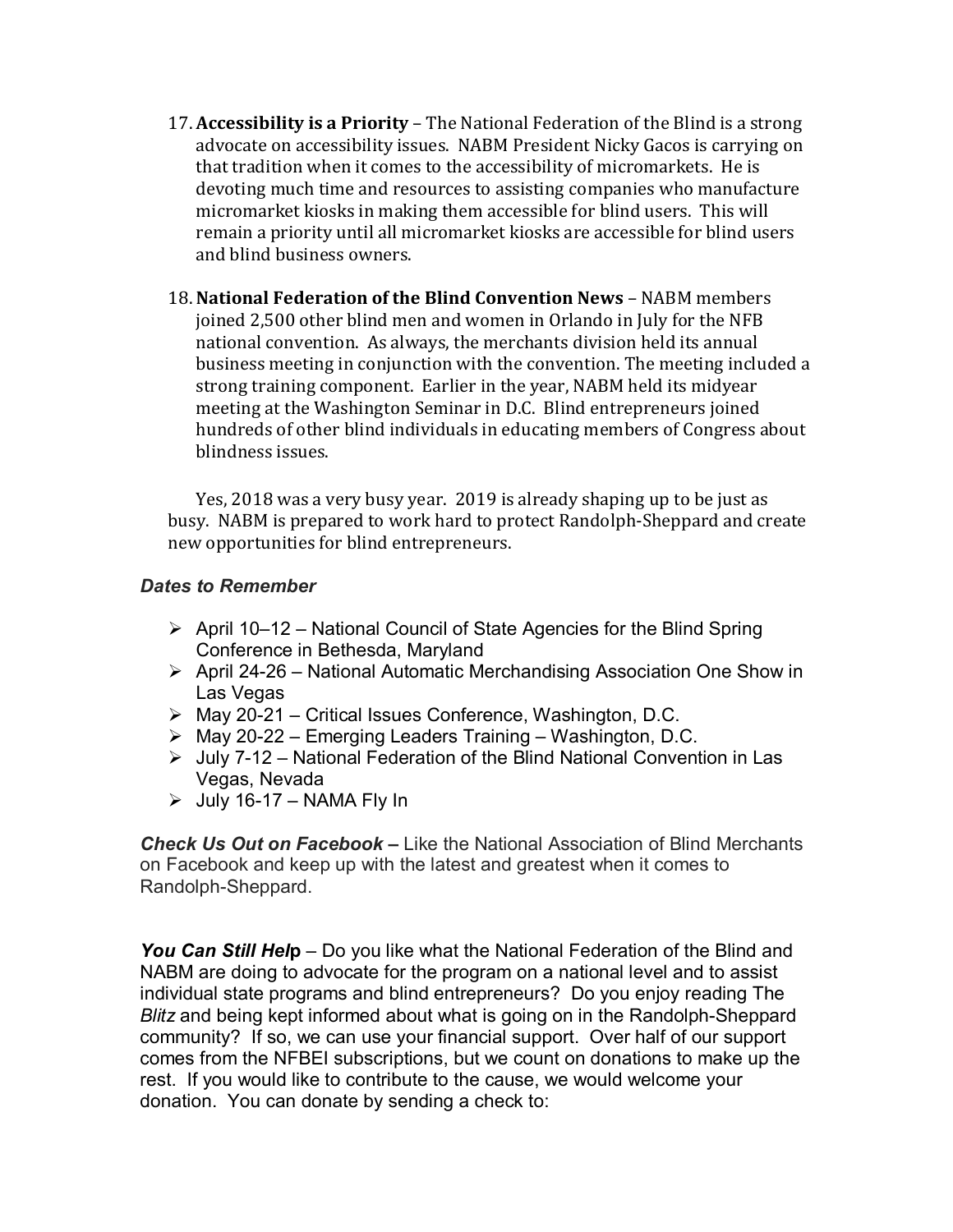17. **Accessibility is a Priority** – The National Federation of the Blind is a strong advocate on accessibility issues. NABM President Nicky Gacos is carrying on that tradition when it comes to the accessibility of micromarkets. He is devoting much time and resources to assisting companies who manufacture micromarket kiosks in making them accessible for blind users. This will remain a priority until all micromarket kiosks are accessible for blind users and blind business owners.

18. **National Federation of the Blind Convention News** – NABM members joined 2,500 other blind men and women in Orlando in July for the NFB national convention. As always, the merchants division held its annual business meeting in conjunction with the convention. The meeting included a strong training component. Earlier in the year, NABM held its midyear meeting at the Washington Seminar in D.C. Blind entrepreneurs joined hundreds of other blind individuals in educating members of Congress about blindness issues.

Yes, 2018 was a very busy year. 2019 is already shaping up to be just as busy. NABM is prepared to work hard to protect Randolph-Sheppard and create new opportunities for blind entrepreneurs.

### *Dates to Remember*

- April 10–12 – National Council of State Agencies for the Blind Spring Conference in Bethesda, Maryland
- April 24-26 – National Automatic Merchandising Association One Show in Las Vegas
- May 20-21 – Critical Issues Conference, Washington, D.C.
- May 20-22 – Emerging Leaders Training – Washington, D.C.
- July 7-12 – National Federation of the Blind National Convention in Las Vegas, Nevada
- July 16-17 – NAMA Fly In

***Check Us Out on Facebook*** **–** Like the National Association of Blind Merchants on Facebook and keep up with the latest and greatest when it comes to Randolph-Sheppard.

***You Can Still Help*** – Do you like what the National Federation of the Blind and NABM are doing to advocate for the program on a national level and to assist individual state programs and blind entrepreneurs? Do you enjoy reading The *Blitz* and being kept informed about what is going on in the Randolph-Sheppard community? If so, we can use your financial support. Over half of our support comes from the NFBEI subscriptions, but we count on donations to make up the rest. If you would like to contribute to the cause, we would welcome your donation. You can donate by sending a check to: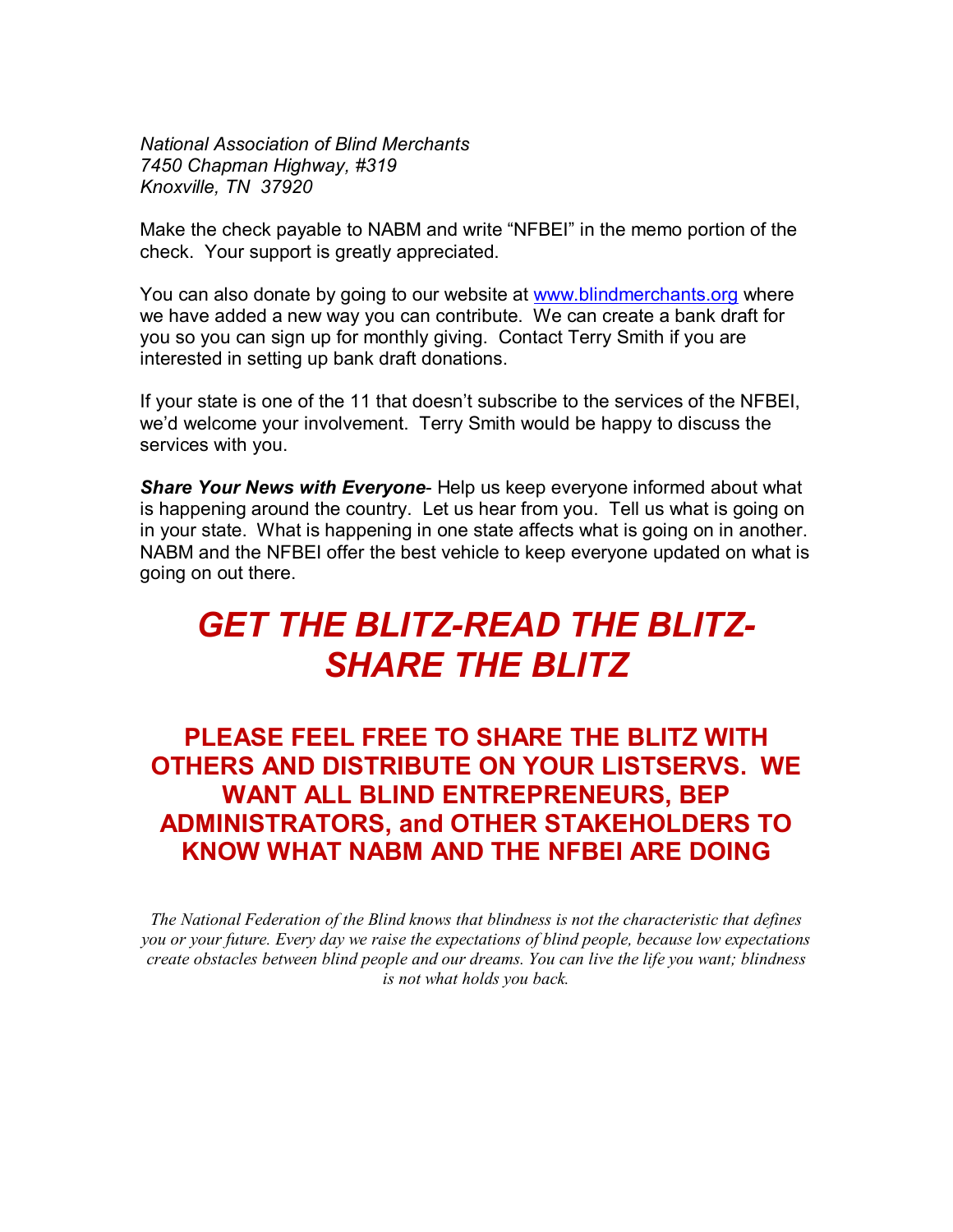*National Association of Blind Merchants*
*7450 Chapman Highway, #319*
*Knoxville, TN 37920*

Make the check payable to NABM and write "NFBEI" in the memo portion of the check. Your support is greatly appreciated.

You can also donate by going to our website at [www.blindmerchants.org](http://www.blindmerchants.org) where we have added a new way you can contribute. We can create a bank draft for you so you can sign up for monthly giving. Contact Terry Smith if you are interested in setting up bank draft donations.

If your state is one of the 11 that doesn't subscribe to the services of the NFBEI, we'd welcome your involvement. Terry Smith would be happy to discuss the services with you.

***Share Your News with Everyone***- Help us keep everyone informed about what is happening around the country. Let us hear from you. Tell us what is going on in your state. What is happening in one state affects what is going on in another. NABM and the NFBEI offer the best vehicle to keep everyone updated on what is going on out there.

# *GET THE BLITZ-READ THE BLITZ-SHARE THE BLITZ*

## PLEASE FEEL FREE TO SHARE THE BLITZ WITH OTHERS AND DISTRIBUTE ON YOUR LISTSERVS. WE WANT ALL BLIND ENTREPRENEURS, BEP ADMINISTRATORS, and OTHER STAKEHOLDERS TO KNOW WHAT NABM AND THE NFBEI ARE DOING

*The National Federation of the Blind knows that blindness is not the characteristic that defines you or your future. Every day we raise the expectations of blind people, because low expectations create obstacles between blind people and our dreams. You can live the life you want; blindness is not what holds you back.*